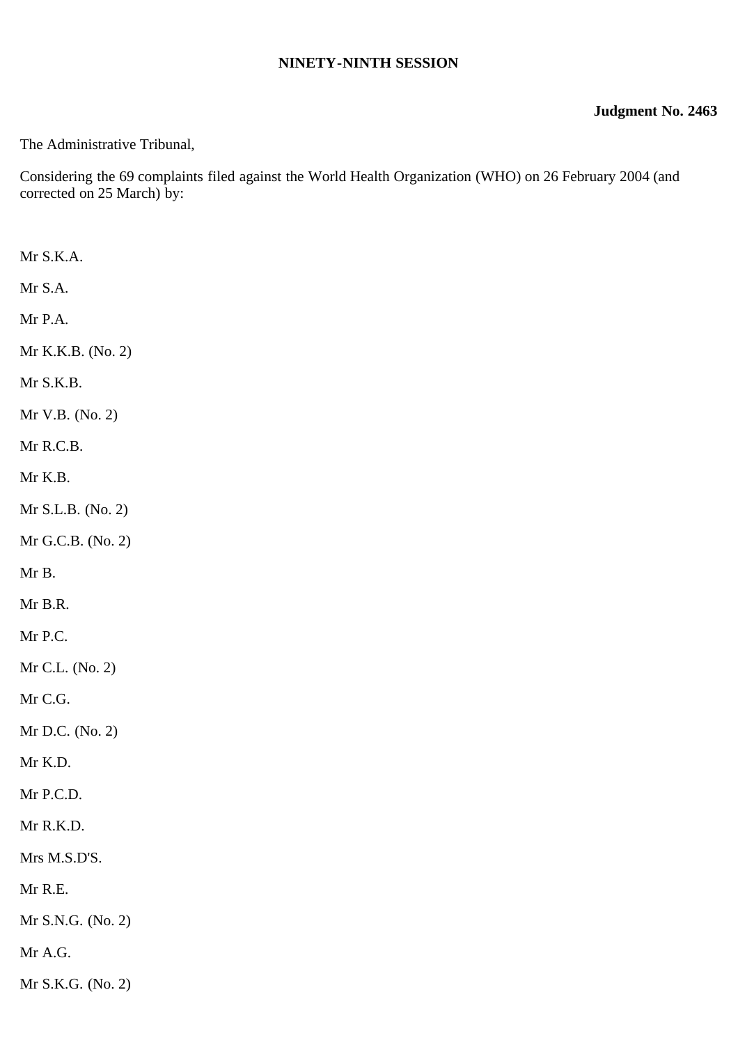**NINETY-NINTH SESSION**

**Judgment No. 2463**

The Administrative Tribunal,

Considering the 69 complaints filed against the World Health Organization (WHO) on 26 February 2004 (and corrected on 25 March) by:

Mr S.K.A.

Mr S.A.

Mr P.A.

Mr K.K.B. (No. 2)

Mr S.K.B.

Mr V.B. (No. 2)

Mr R.C.B.

Mr K.B.

Mr S.L.B. (No. 2)

Mr G.C.B. (No. 2)

Mr B.

Mr B.R.

Mr P.C.

Mr C.L. (No. 2)

Mr C.G.

Mr D.C. (No. 2)

Mr K.D.

Mr P.C.D.

Mr R.K.D.

Mrs M.S.D'S.

Mr R.E.

Mr S.N.G. (No. 2)

Mr A.G.

Mr S.K.G. (No. 2)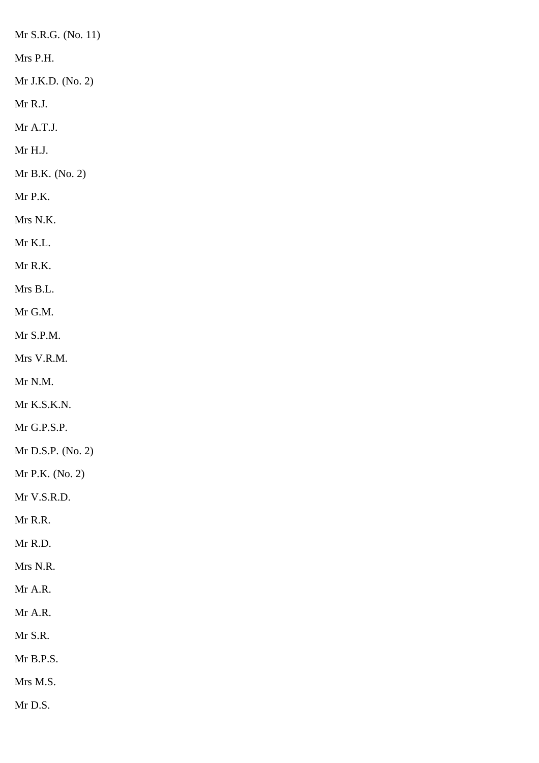Mr S.R.G. (No. 11)

Mrs P.H.

Mr J.K.D. (No. 2)

Mr R.J.

Mr A.T.J.

Mr H.J.

Mr B.K. (No. 2)

Mr P.K.

Mrs N.K.

Mr K.L.

Mr R.K.

Mrs B.L.

Mr G.M.

Mr S.P.M.

Mrs V.R.M.

Mr N.M.

Mr K.S.K.N.

Mr G.P.S.P.

Mr D.S.P. (No. 2)

Mr P.K. (No. 2)

Mr V.S.R.D.

Mr R.R.

Mr R.D.

Mrs N.R.

Mr A.R.

Mr A.R.

Mr S.R.

Mr B.P.S.

Mrs M.S.

Mr D.S.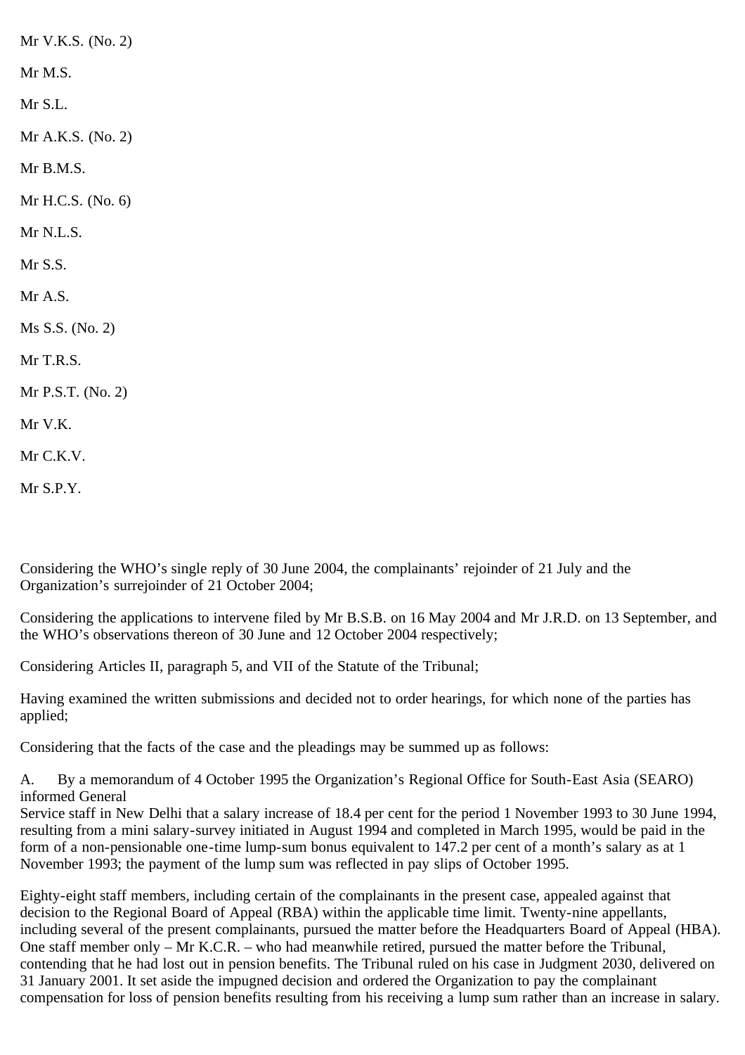Mr V.K.S. (No. 2)

Mr M.S.

Mr S.L.

Mr A.K.S. (No. 2)

Mr B.M.S.

Mr H.C.S. (No. 6)

Mr N.L.S.

Mr S.S.

Mr A.S.

Ms S.S. (No. 2)

Mr T.R.S.

Mr P.S.T. (No. 2)

Mr V.K.

Mr C.K.V.

Mr S.P.Y.

Considering the WHO's single reply of 30 June 2004, the complainants' rejoinder of 21 July and the Organization's surrejoinder of 21 October 2004;

Considering the applications to intervene filed by Mr B.S.B. on 16 May 2004 and Mr J.R.D. on 13 September, and the WHO's observations thereon of 30 June and 12 October 2004 respectively;

Considering Articles II, paragraph 5, and VII of the Statute of the Tribunal;

Having examined the written submissions and decided not to order hearings, for which none of the parties has applied;

Considering that the facts of the case and the pleadings may be summed up as follows:

A. By a memorandum of 4 October 1995 the Organization's Regional Office for South-East Asia (SEARO) informed General Service staff in New Delhi that a salary increase of 18.4 per cent for the period 1 November 1993 to 30 June 1994, resulting from a mini salary-survey initiated in August 1994 and completed in March 1995, would be paid in the form of a non-pensionable one-time lump-sum bonus equivalent to 147.2 per cent of a month's salary as at 1 November 1993; the payment of the lump sum was reflected in pay slips of October 1995.

Eighty-eight staff members, including certain of the complainants in the present case, appealed against that decision to the Regional Board of Appeal (RBA) within the applicable time limit. Twenty-nine appellants, including several of the present complainants, pursued the matter before the Headquarters Board of Appeal (HBA). One staff member only – Mr K.C.R. – who had meanwhile retired, pursued the matter before the Tribunal, contending that he had lost out in pension benefits. The Tribunal ruled on his case in Judgment 2030, delivered on 31 January 2001. It set aside the impugned decision and ordered the Organization to pay the complainant compensation for loss of pension benefits resulting from his receiving a lump sum rather than an increase in salary.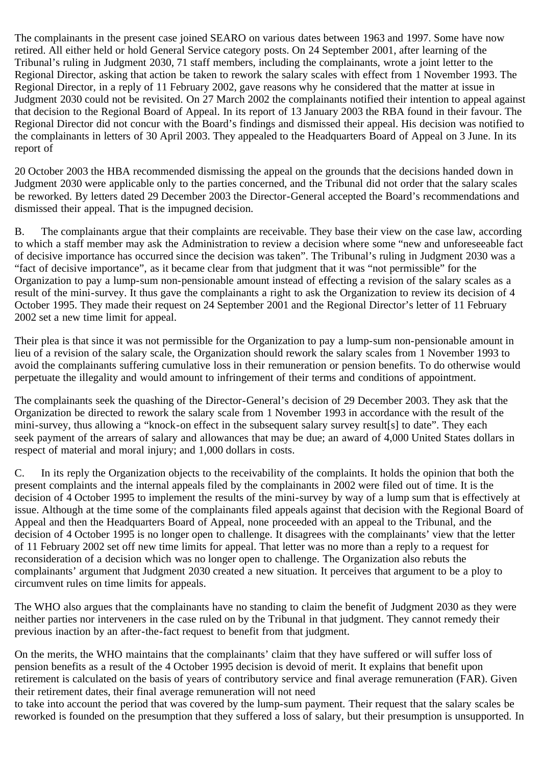The complainants in the present case joined SEARO on various dates between 1963 and 1997. Some have now retired. All either held or hold General Service category posts. On 24 September 2001, after learning of the Tribunal's ruling in Judgment 2030, 71 staff members, including the complainants, wrote a joint letter to the Regional Director, asking that action be taken to rework the salary scales with effect from 1 November 1993. The Regional Director, in a reply of 11 February 2002, gave reasons why he considered that the matter at issue in Judgment 2030 could not be revisited. On 27 March 2002 the complainants notified their intention to appeal against that decision to the Regional Board of Appeal. In its report of 13 January 2003 the RBA found in their favour. The Regional Director did not concur with the Board's findings and dismissed their appeal. His decision was notified to the complainants in letters of 30 April 2003. They appealed to the Headquarters Board of Appeal on 3 June. In its report of 20 October 2003 the HBA recommended dismissing the appeal on the grounds that the decisions handed down in Judgment 2030 were applicable only to the parties concerned, and the Tribunal did not order that the salary scales be reworked. By letters dated 29 December 2003 the Director-General accepted the Board's recommendations and dismissed their appeal. That is the impugned decision.

B. The complainants argue that their complaints are receivable. They base their view on the case law, according to which a staff member may ask the Administration to review a decision where some "new and unforeseeable fact of decisive importance has occurred since the decision was taken". The Tribunal's ruling in Judgment 2030 was a "fact of decisive importance", as it became clear from that judgment that it was "not permissible" for the Organization to pay a lump-sum non-pensionable amount instead of effecting a revision of the salary scales as a result of the mini-survey. It thus gave the complainants a right to ask the Organization to review its decision of 4 October 1995. They made their request on 24 September 2001 and the Regional Director's letter of 11 February 2002 set a new time limit for appeal.

Their plea is that since it was not permissible for the Organization to pay a lump-sum non-pensionable amount in lieu of a revision of the salary scale, the Organization should rework the salary scales from 1 November 1993 to avoid the complainants suffering cumulative loss in their remuneration or pension benefits. To do otherwise would perpetuate the illegality and would amount to infringement of their terms and conditions of appointment.

The complainants seek the quashing of the Director-General's decision of 29 December 2003. They ask that the Organization be directed to rework the salary scale from 1 November 1993 in accordance with the result of the mini-survey, thus allowing a "knock-on effect in the subsequent salary survey result[s] to date". They each seek payment of the arrears of salary and allowances that may be due; an award of 4,000 United States dollars in respect of material and moral injury; and 1,000 dollars in costs.

C. In its reply the Organization objects to the receivability of the complaints. It holds the opinion that both the present complaints and the internal appeals filed by the complainants in 2002 were filed out of time. It is the decision of 4 October 1995 to implement the results of the mini-survey by way of a lump sum that is effectively at issue. Although at the time some of the complainants filed appeals against that decision with the Regional Board of Appeal and then the Headquarters Board of Appeal, none proceeded with an appeal to the Tribunal, and the decision of 4 October 1995 is no longer open to challenge. It disagrees with the complainants' view that the letter of 11 February 2002 set off new time limits for appeal. That letter was no more than a reply to a request for reconsideration of a decision which was no longer open to challenge. The Organization also rebuts the complainants' argument that Judgment 2030 created a new situation. It perceives that argument to be a ploy to circumvent rules on time limits for appeals.

The WHO also argues that the complainants have no standing to claim the benefit of Judgment 2030 as they were neither parties nor interveners in the case ruled on by the Tribunal in that judgment. They cannot remedy their previous inaction by an after-the-fact request to benefit from that judgment.

On the merits, the WHO maintains that the complainants' claim that they have suffered or will suffer loss of pension benefits as a result of the 4 October 1995 decision is devoid of merit. It explains that benefit upon retirement is calculated on the basis of years of contributory service and final average remuneration (FAR). Given their retirement dates, their final average remuneration will not need to take into account the period that was covered by the lump-sum payment. Their request that the salary scales be reworked is founded on the presumption that they suffered a loss of salary, but their presumption is unsupported. In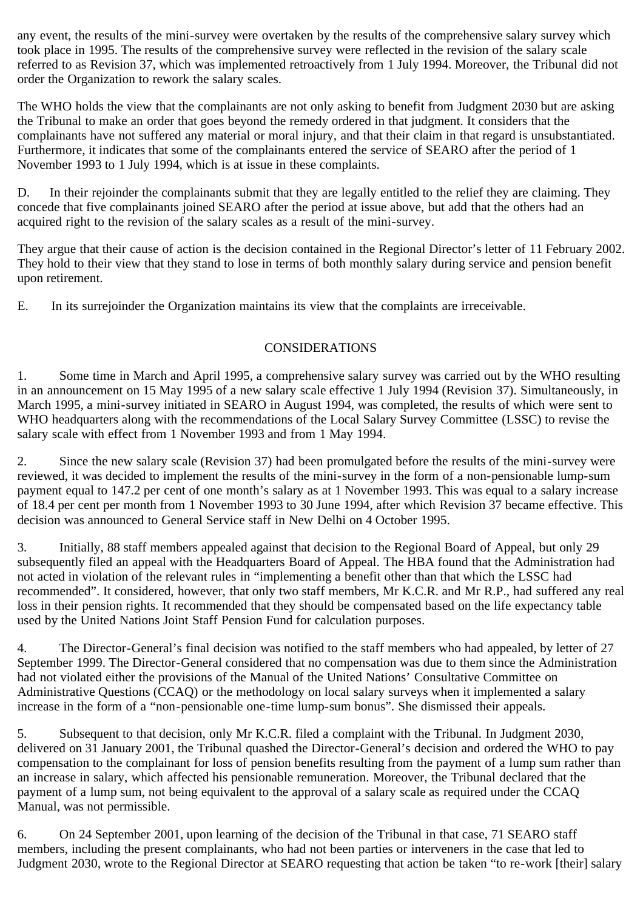any event, the results of the mini-survey were overtaken by the results of the comprehensive salary survey which took place in 1995. The results of the comprehensive survey were reflected in the revision of the salary scale referred to as Revision 37, which was implemented retroactively from 1 July 1994. Moreover, the Tribunal did not order the Organization to rework the salary scales.

The WHO holds the view that the complainants are not only asking to benefit from Judgment 2030 but are asking the Tribunal to make an order that goes beyond the remedy ordered in that judgment. It considers that the complainants have not suffered any material or moral injury, and that their claim in that regard is unsubstantiated. Furthermore, it indicates that some of the complainants entered the service of SEARO after the period of 1 November 1993 to 1 July 1994, which is at issue in these complaints.

D. In their rejoinder the complainants submit that they are legally entitled to the relief they are claiming. They concede that five complainants joined SEARO after the period at issue above, but add that the others had an acquired right to the revision of the salary scales as a result of the mini-survey.

They argue that their cause of action is the decision contained in the Regional Director's letter of 11 February 2002. They hold to their view that they stand to lose in terms of both monthly salary during service and pension benefit upon retirement.

E. In its surrejoinder the Organization maintains its view that the complaints are irreceivable.

## CONSIDERATIONS

1. Some time in March and April 1995, a comprehensive salary survey was carried out by the WHO resulting in an announcement on 15 May 1995 of a new salary scale effective 1 July 1994 (Revision 37). Simultaneously, in March 1995, a mini-survey initiated in SEARO in August 1994, was completed, the results of which were sent to WHO headquarters along with the recommendations of the Local Salary Survey Committee (LSSC) to revise the salary scale with effect from 1 November 1993 and from 1 May 1994.

2. Since the new salary scale (Revision 37) had been promulgated before the results of the mini-survey were reviewed, it was decided to implement the results of the mini-survey in the form of a non-pensionable lump-sum payment equal to 147.2 per cent of one month's salary as at 1 November 1993. This was equal to a salary increase of 18.4 per cent per month from 1 November 1993 to 30 June 1994, after which Revision 37 became effective. This decision was announced to General Service staff in New Delhi on 4 October 1995.

3. Initially, 88 staff members appealed against that decision to the Regional Board of Appeal, but only 29 subsequently filed an appeal with the Headquarters Board of Appeal. The HBA found that the Administration had not acted in violation of the relevant rules in "implementing a benefit other than that which the LSSC had recommended". It considered, however, that only two staff members, Mr K.C.R. and Mr R.P., had suffered any real loss in their pension rights. It recommended that they should be compensated based on the life expectancy table used by the United Nations Joint Staff Pension Fund for calculation purposes.

4. The Director-General's final decision was notified to the staff members who had appealed, by letter of 27 September 1999. The Director-General considered that no compensation was due to them since the Administration had not violated either the provisions of the Manual of the United Nations' Consultative Committee on Administrative Questions (CCAQ) or the methodology on local salary surveys when it implemented a salary increase in the form of a "non-pensionable one-time lump-sum bonus". She dismissed their appeals.

5. Subsequent to that decision, only Mr K.C.R. filed a complaint with the Tribunal. In Judgment 2030, delivered on 31 January 2001, the Tribunal quashed the Director-General's decision and ordered the WHO to pay compensation to the complainant for loss of pension benefits resulting from the payment of a lump sum rather than an increase in salary, which affected his pensionable remuneration. Moreover, the Tribunal declared that the payment of a lump sum, not being equivalent to the approval of a salary scale as required under the CCAQ Manual, was not permissible.

6. On 24 September 2001, upon learning of the decision of the Tribunal in that case, 71 SEARO staff members, including the present complainants, who had not been parties or interveners in the case that led to Judgment 2030, wrote to the Regional Director at SEARO requesting that action be taken "to re-work [their] salary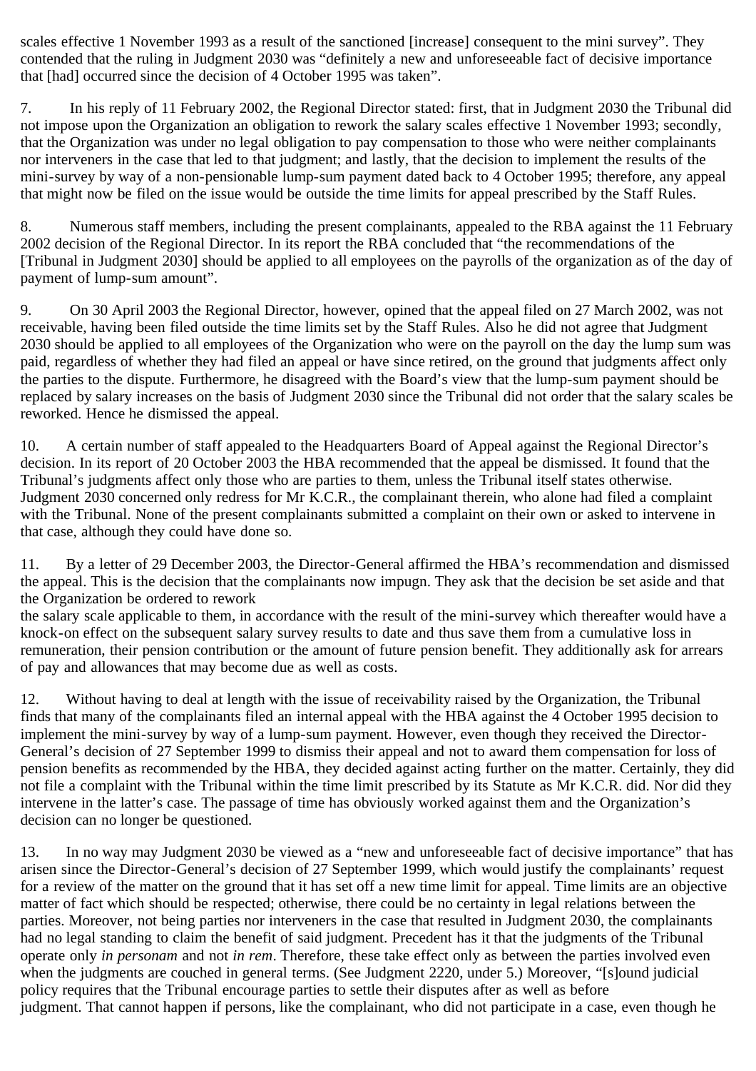scales effective 1 November 1993 as a result of the sanctioned [increase] consequent to the mini survey". They contended that the ruling in Judgment 2030 was "definitely a new and unforeseeable fact of decisive importance that [had] occurred since the decision of 4 October 1995 was taken".

7. In his reply of 11 February 2002, the Regional Director stated: first, that in Judgment 2030 the Tribunal did not impose upon the Organization an obligation to rework the salary scales effective 1 November 1993; secondly, that the Organization was under no legal obligation to pay compensation to those who were neither complainants nor interveners in the case that led to that judgment; and lastly, that the decision to implement the results of the mini-survey by way of a non-pensionable lump-sum payment dated back to 4 October 1995; therefore, any appeal that might now be filed on the issue would be outside the time limits for appeal prescribed by the Staff Rules.

8. Numerous staff members, including the present complainants, appealed to the RBA against the 11 February 2002 decision of the Regional Director. In its report the RBA concluded that "the recommendations of the [Tribunal in Judgment 2030] should be applied to all employees on the payrolls of the organization as of the day of payment of lump-sum amount".

9. On 30 April 2003 the Regional Director, however, opined that the appeal filed on 27 March 2002, was not receivable, having been filed outside the time limits set by the Staff Rules. Also he did not agree that Judgment 2030 should be applied to all employees of the Organization who were on the payroll on the day the lump sum was paid, regardless of whether they had filed an appeal or have since retired, on the ground that judgments affect only the parties to the dispute. Furthermore, he disagreed with the Board's view that the lump-sum payment should be replaced by salary increases on the basis of Judgment 2030 since the Tribunal did not order that the salary scales be reworked. Hence he dismissed the appeal.

10. A certain number of staff appealed to the Headquarters Board of Appeal against the Regional Director's decision. In its report of 20 October 2003 the HBA recommended that the appeal be dismissed. It found that the Tribunal's judgments affect only those who are parties to them, unless the Tribunal itself states otherwise. Judgment 2030 concerned only redress for Mr K.C.R., the complainant therein, who alone had filed a complaint with the Tribunal. None of the present complainants submitted a complaint on their own or asked to intervene in that case, although they could have done so.

11. By a letter of 29 December 2003, the Director-General affirmed the HBA's recommendation and dismissed the appeal. This is the decision that the complainants now impugn. They ask that the decision be set aside and that the Organization be ordered to rework the salary scale applicable to them, in accordance with the result of the mini-survey which thereafter would have a knock-on effect on the subsequent salary survey results to date and thus save them from a cumulative loss in remuneration, their pension contribution or the amount of future pension benefit. They additionally ask for arrears of pay and allowances that may become due as well as costs.

12. Without having to deal at length with the issue of receivability raised by the Organization, the Tribunal finds that many of the complainants filed an internal appeal with the HBA against the 4 October 1995 decision to implement the mini-survey by way of a lump-sum payment. However, even though they received the Director-General's decision of 27 September 1999 to dismiss their appeal and not to award them compensation for loss of pension benefits as recommended by the HBA, they decided against acting further on the matter. Certainly, they did not file a complaint with the Tribunal within the time limit prescribed by its Statute as Mr K.C.R. did. Nor did they intervene in the latter's case. The passage of time has obviously worked against them and the Organization's decision can no longer be questioned.

13. In no way may Judgment 2030 be viewed as a "new and unforeseeable fact of decisive importance" that has arisen since the Director-General's decision of 27 September 1999, which would justify the complainants' request for a review of the matter on the ground that it has set off a new time limit for appeal. Time limits are an objective matter of fact which should be respected; otherwise, there could be no certainty in legal relations between the parties. Moreover, not being parties nor interveners in the case that resulted in Judgment 2030, the complainants had no legal standing to claim the benefit of said judgment. Precedent has it that the judgments of the Tribunal operate only *in personam* and not *in rem*. Therefore, these take effect only as between the parties involved even when the judgments are couched in general terms. (See Judgment 2220, under 5.) Moreover, "[s]ound judicial policy requires that the Tribunal encourage parties to settle their disputes after as well as before judgment. That cannot happen if persons, like the complainant, who did not participate in a case, even though he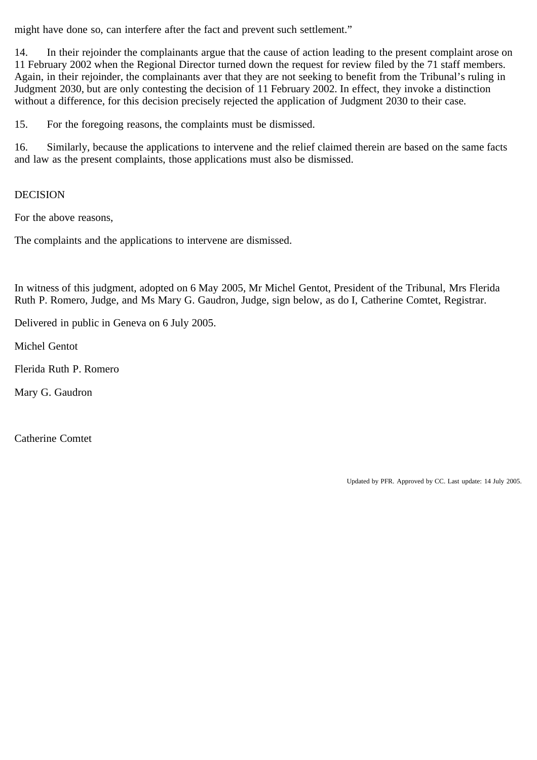might have done so, can interfere after the fact and prevent such settlement."

14. In their rejoinder the complainants argue that the cause of action leading to the present complaint arose on 11 February 2002 when the Regional Director turned down the request for review filed by the 71 staff members. Again, in their rejoinder, the complainants aver that they are not seeking to benefit from the Tribunal's ruling in Judgment 2030, but are only contesting the decision of 11 February 2002. In effect, they invoke a distinction without a difference, for this decision precisely rejected the application of Judgment 2030 to their case.

15. For the foregoing reasons, the complaints must be dismissed.

16. Similarly, because the applications to intervene and the relief claimed therein are based on the same facts and law as the present complaints, those applications must also be dismissed.

DECISION

For the above reasons,

The complaints and the applications to intervene are dismissed.

In witness of this judgment, adopted on 6 May 2005, Mr Michel Gentot, President of the Tribunal, Mrs Flerida Ruth P. Romero, Judge, and Ms Mary G. Gaudron, Judge, sign below, as do I, Catherine Comtet, Registrar.

Delivered in public in Geneva on 6 July 2005.

Michel Gentot

Flerida Ruth P. Romero

Mary G. Gaudron

Catherine Comtet

Updated by PFR. Approved by CC. Last update: 14 July 2005.